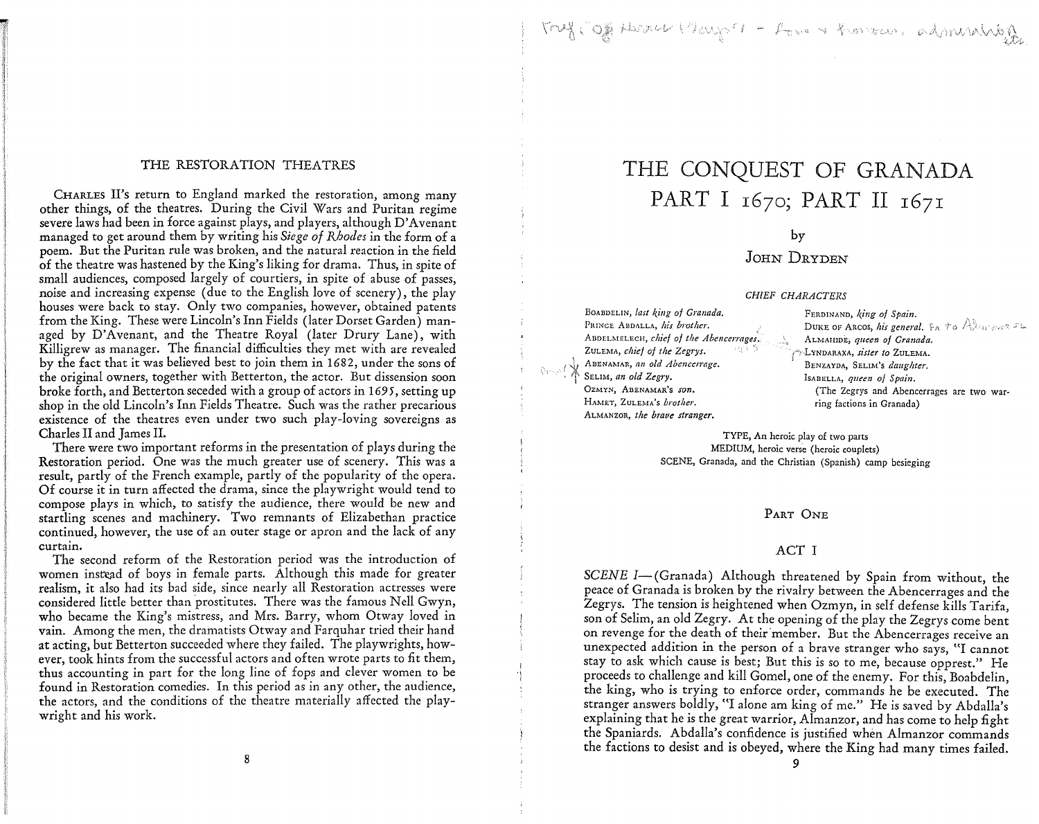## THE RESTORATION THEATRES

CHARLES II's return to England marked the restoration, among many other things, of the theatres. During the Civil Wars and Puritan regime severe laws had been in force against plays, and players, although D'Avenant managed to get around them by writing his *Siege of Rhodes* in the form of a poem. But the Puritan rule was broken, and the natural reaction in the field of the theatre was hastened by the King's liking for drama. Thus, in spite of small audiences, composed largely of courtiers, in spite of abuse of passes, noise and increasing expense (due to the English love of scenery), the play houses were back to stay. Only two companies, however, obtained patents from the King. These were Lincoln's Inn Fields (later Dorset Garden) managed by D'Avenant, and the Theatre Royal (later Drury Lane), with Killigrew as manager. The financial difficulties they met with are revealed by the fact that it was believed best to join them in 1682, under the sons of the original owners, together with Betterton, the actor. But dissension soon broke forth, and Betterton seceded with a group of actors in 1695, setting up shop in the old Lincoln's Inn Fields Theatre. Such was the rather precarious existence of the theatres even under two such play-loving sovereigns as Charles II and James II.

There were two important reforms in the presentation of plays during the Restoration period. One was the much greater use of scenery. This was a result, partly of the French example, partly of the popularity of the opera. Of course it in turn affected the drama, since the playwright would tend to compose plays in which, to satisfy the audience, there would be new and startling scenes and machinery. Two remnants of Elizabethan practice continued, however, the use of an outer stage or apron and the lack of any curtain.

The second reform of the Restoration period was the introduction of women instead of boys in female parts. Although this made for greater realism, it also had its bad side, since nearly all Restoration actresses were considered little better than prostitutes. There was the famous Nell Gwyn, who became the King's mistress, and Mrs. Barry, whom Otway loved in vain. Among the men, the dramatists Otway and Farquhar tried their hand at acting, but Betterton succeeded where they failed. The playwrights, however, took hints from the successful actors and often wrote parts to fit them, thus accounting in part for the long line of fops and clever women to be found in Restoration comedies. In this period as in any other, the audience, the actors, and the conditions of the theatre materially affected the playwright and his work.

Typ. of Heroic Plays - Love & honour, admiration etc.

# THE CONQUEST OF GRANADA
## PART I 1670; PART II 1671

by

JOHN DRYDEN

*CHIEF CHARACTERS*

BOABDELIN, *last king of Granada.*
PRINCE ABDALLA, *his brother.*
ABDELMELECH, *chief of the Abencerrages.*
ZULEMA, *chief of the Zegrys.*
ABENAMAR, *an old Abencerrage.*
SELIM, *an old Zegry.*
OZMYN, ABENAMAR'S *son.*
HAMET, ZULEMA'S *brother.*
ALMANZOR, *the brave stranger.*

FERDINAND, *king of Spain.*
DUKE OF ARCOS, *his general.* Fa to Almanzor
ALMAHIDE, *queen of Granada.*
LYNDARAXA, *sister to* ZULEMA.
BENZAYDA, SELIM'S *daughter.*
ISABELLA, *queen of Spain.*
(The Zegrys and Abencerrages are two warring factions in Granada)

TYPE, An heroic play of two parts
MEDIUM, heroic verse (heroic couplets)
SCENE, Granada, and the Christian (Spanish) camp besieging

### PART ONE

### ACT I

*SCENE I*—(Granada) Although threatened by Spain from without, the peace of Granada is broken by the rivalry between the Abencerrages and the Zegrys. The tension is heightened when Ozmyn, in self defense kills Tarifa, son of Selim, an old Zegry. At the opening of the play the Zegrys come bent on revenge for the death of their member. But the Abencerrages receive an unexpected addition in the person of a brave stranger who says, "I cannot stay to ask which cause is best; But this is so to me, because oppress." He proceeds to challenge and kill Gomel, one of the enemy. For this, Boabdelin, the king, who is trying to enforce order, commands he be executed. The stranger answers boldly, "I alone am king of me." He is saved by Abdalla's explaining that he is the great warrior, Almanzor, and has come to help fight the Spaniards. Abdalla's confidence is justified when Almanzor commands the factions to desist and is obeyed, where the King had many times failed.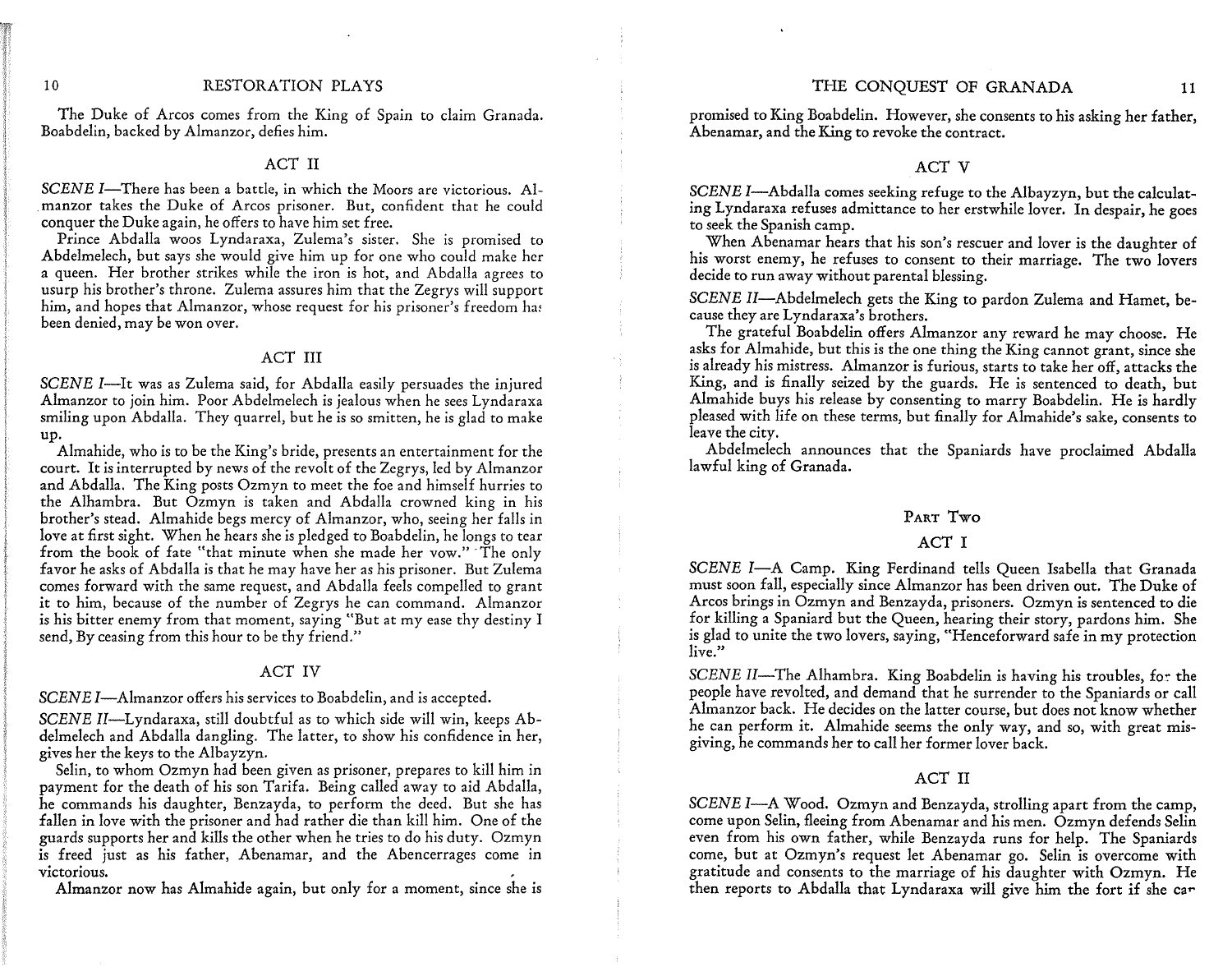The Duke of Arcos comes from the King of Spain to claim Granada. Boabdelin, backed by Almanzor, defies him.

### ACT II

*SCENE I*—There has been a battle, in which the Moors are victorious. Almanzor takes the Duke of Arcos prisoner. But, confident that he could conquer the Duke again, he offers to have him set free.

Prince Abdalla woos Lyndaraxa, Zulema's sister. She is promised to Abdelmelech, but says she would give him up for one who could make her a queen. Her brother strikes while the iron is hot, and Abdalla agrees to usurp his brother's throne. Zulema assures him that the Zegrys will support him, and hopes that Almanzor, whose request for his prisoner's freedom has been denied, may be won over.

### ACT III

*SCENE I*—It was as Zulema said, for Abdalla easily persuades the injured Almanzor to join him. Poor Abdelmelech is jealous when he sees Lyndaraxa smiling upon Abdalla. They quarrel, but he is so smitten, he is glad to make up.

Almahide, who is to be the King's bride, presents an entertainment for the court. It is interrupted by news of the revolt of the Zegrys, led by Almanzor and Abdalla. The King posts Ozmyn to meet the foe and himself hurries to the Alhambra. But Ozmyn is taken and Abdalla crowned king in his brother's stead. Almahide begs mercy of Almanzor, who, seeing her falls in love at first sight. When he hears she is pledged to Boabdelin, he longs to tear from the book of fate "that minute when she made her vow." The only favor he asks of Abdalla is that he may have her as his prisoner. But Zulema comes forward with the same request, and Abdalla feels compelled to grant it to him, because of the number of Zegrys he can command. Almanzor is his bitter enemy from that moment, saying "But at my ease thy destiny I send, By ceasing from this hour to be thy friend."

### ACT IV

*SCENE I*—Almanzor offers his services to Boabdelin, and is accepted.

*SCENE II*—Lyndaraxa, still doubtful as to which side will win, keeps Abdelmelech and Abdalla dangling. The latter, to show his confidence in her, gives her the keys to the Albayzyn.

Selin, to whom Ozmyn had been given as prisoner, prepares to kill him in payment for the death of his son Tarifa. Being called away to aid Abdalla, he commands his daughter, Benzayda, to perform the deed. But she has fallen in love with the prisoner and had rather die than kill him. One of the guards supports her and kills the other when he tries to do his duty. Ozmyn is freed just as his father, Abenamar, and the Abencerrages come in victorious.

Almanzor now has Almahide again, but only for a moment, since she is promised to King Boabdelin. However, she consents to his asking her father, Abenamar, and the King to revoke the contract.

### ACT V

*SCENE I*—Abdalla comes seeking refuge to the Albayzyn, but the calculating Lyndaraxa refuses admittance to her erstwhile lover. In despair, he goes to seek the Spanish camp.

When Abenamar hears that his son's rescuer and lover is the daughter of his worst enemy, he refuses to consent to their marriage. The two lovers decide to run away without parental blessing.

*SCENE II*—Abdelmelech gets the King to pardon Zulema and Hamet, because they are Lyndaraxa's brothers.

The grateful Boabdelin offers Almanzor any reward he may choose. He asks for Almahide, but this is the one thing the King cannot grant, since she is already his mistress. Almanzor is furious, starts to take her off, attacks the King, and is finally seized by the guards. He is sentenced to death, but Almahide buys his release by consenting to marry Boabdelin. He is hardly pleased with life on these terms, but finally for Almahide's sake, consents to leave the city.

Abdelmelech announces that the Spaniards have proclaimed Abdalla lawful king of Granada.

## Part Two

### ACT I

*SCENE I*—A Camp. King Ferdinand tells Queen Isabella that Granada must soon fall, especially since Almanzor has been driven out. The Duke of Arcos brings in Ozmyn and Benzayda, prisoners. Ozmyn is sentenced to die for killing a Spaniard but the Queen, hearing their story, pardons him. She is glad to unite the two lovers, saying, "Henceforward safe in my protection live."

*SCENE II*—The Alhambra. King Boabdelin is having his troubles, for the people have revolted, and demand that he surrender to the Spaniards or call Almanzor back. He decides on the latter course, but does not know whether he can perform it. Almahide seems the only way, and so, with great misgiving, he commands her to call her former lover back.

### ACT II

*SCENE I*—A Wood. Ozmyn and Benzayda, strolling apart from the camp, come upon Selin, fleeing from Abenamar and his men. Ozmyn defends Selin even from his own father, while Benzayda runs for help. The Spaniards come, but at Ozmyn's request let Abenamar go. Selin is overcome with gratitude and consents to the marriage of his daughter with Ozmyn. He then reports to Abdalla that Lyndaraxa will give him the fort if she can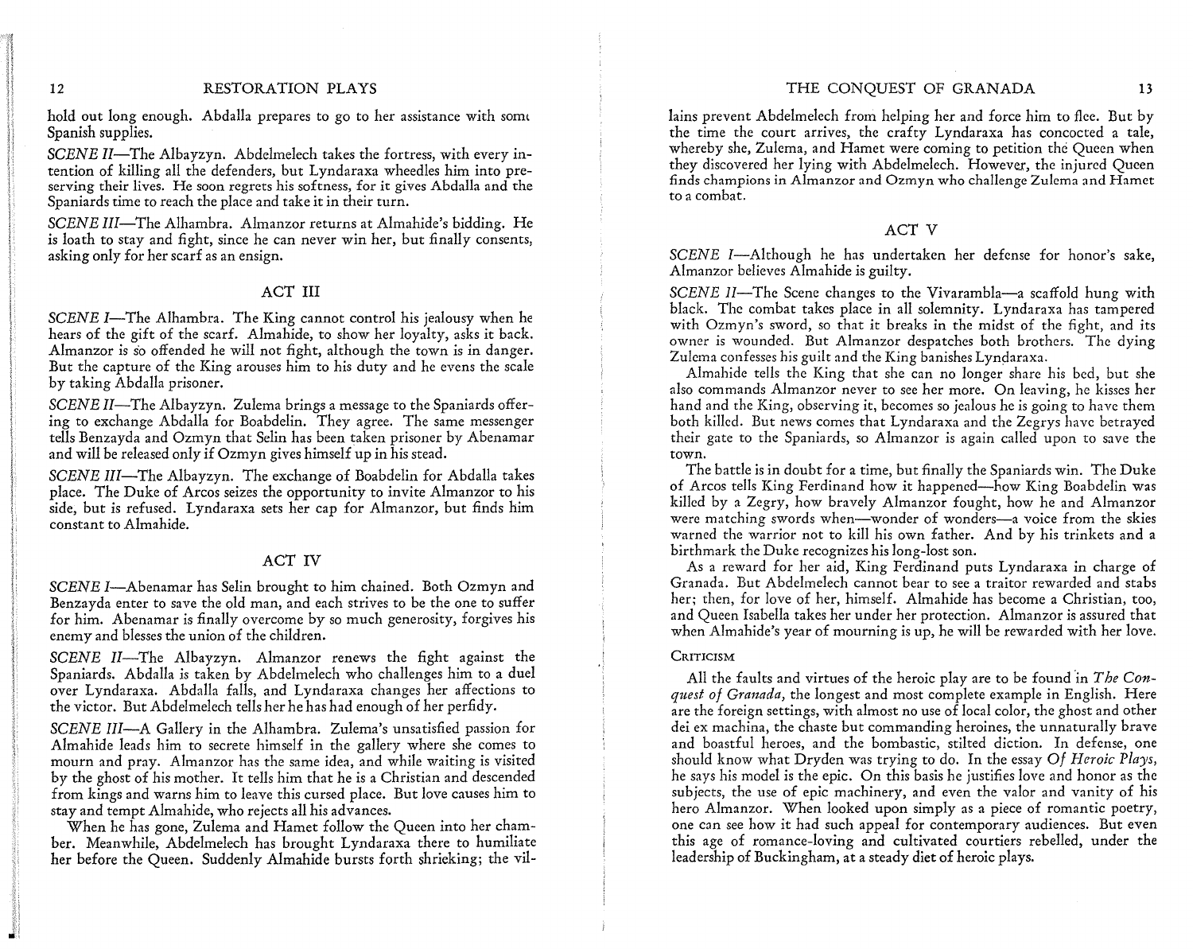hold out long enough. Abdalla prepares to go to her assistance with somt Spanish supplies.

*SCENE II*—The Albayzyn. Abdelmelech takes the fortress, with every intention of killing all the defenders, but Lyndaraxa wheedles him into preserving their lives. He soon regrets his softness, for it gives Abdalla and the Spaniards time to reach the place and take it in their turn.

*SCENE III*—The Alhambra. Almanzor returns at Almahide's bidding. He is loath to stay and fight, since he can never win her, but finally consents, asking only for her scarf as an ensign.

## ACT III

*SCENE I*—The Alhambra. The King cannot control his jealousy when he hears of the gift of the scarf. Almahide, to show her loyalty, asks it back. Almanzor is so offended he will not fight, although the town is in danger. But the capture of the King arouses him to his duty and he evens the scale by taking Abdalla prisoner.

*SCENE II*—The Albayzyn. Zulema brings a message to the Spaniards offering to exchange Abdalla for Boabdelin. They agree. The same messenger tells Benzayda and Ozmyn that Selin has been taken prisoner by Abenamar and will be released only if Ozmyn gives himself up in his stead.

*SCENE III*—The Albayzyn. The exchange of Boabdelin for Abdalla takes place. The Duke of Arcos seizes the opportunity to invite Almanzor to his side, but is refused. Lyndaraxa sets her cap for Almanzor, but finds him constant to Almahide.

## ACT IV

*SCENE I*—Abenamar has Selin brought to him chained. Both Ozmyn and Benzayda enter to save the old man, and each strives to be the one to suffer for him. Abenamar is finally overcome by so much generosity, forgives his enemy and blesses the union of the children.

*SCENE II*—The Albayzyn. Almanzor renews the fight against the Spaniards. Abdalla is taken by Abdelmelech who challenges him to a duel over Lyndaraxa. Abdalla falls, and Lyndaraxa changes her affections to the victor. But Abdelmelech tells her he has had enough of her perfidy.

*SCENE III*—A Gallery in the Alhambra. Zulema's unsatisfied passion for Almahide leads him to secrete himself in the gallery where she comes to mourn and pray. Almanzor has the same idea, and while waiting is visited by the ghost of his mother. It tells him that he is a Christian and descended from kings and warns him to leave this cursed place. But love causes him to stay and tempt Almahide, who rejects all his advances.

When he has gone, Zulema and Hamet follow the Queen into her chamber. Meanwhile, Abdelmelech has brought Lyndaraxa there to humiliate her before the Queen. Suddenly Almahide bursts forth shrieking; the villains prevent Abdelmelech from helping her and force him to flee. But by the time the court arrives, the crafty Lyndaraxa has concocted a tale, whereby she, Zulema, and Hamet were coming to petition the Queen when they discovered her lying with Abdelmelech. However, the injured Queen finds champions in Almanzor and Ozmyn who challenge Zulema and Hamet to a combat.

## ACT V

*SCENE I*—Although he has undertaken her defense for honor's sake, Almanzor believes Almahide is guilty.

*SCENE II*—The Scene changes to the Vivarambla—a scaffold hung with black. The combat takes place in all solemnity. Lyndaraxa has tampered with Ozmyn's sword, so that it breaks in the midst of the fight, and its owner is wounded. But Almanzor despatches both brothers. The dying Zulema confesses his guilt and the King banishes Lyndaraxa.

Almahide tells the King that she can no longer share his bed, but she also commands Almanzor never to see her more. On leaving, he kisses her hand and the King, observing it, becomes so jealous he is going to have them both killed. But news comes that Lyndaraxa and the Zegrys have betrayed their gate to the Spaniards, so Almanzor is again called upon to save the town.

The battle is in doubt for a time, but finally the Spaniards win. The Duke of Arcos tells King Ferdinand how it happened—how King Boabdelin was killed by a Zegry, how bravely Almanzor fought, how he and Almanzor were matching swords when—wonder of wonders—a voice from the skies warned the warrior not to kill his own father. And by his trinkets and a birthmark the Duke recognizes his long-lost son.

As a reward for her aid, King Ferdinand puts Lyndaraxa in charge of Granada. But Abdelmelech cannot bear to see a traitor rewarded and stabs her; then, for love of her, himself. Almahide has become a Christian, too, and Queen Isabella takes her under her protection. Almanzor is assured that when Almahide's year of mourning is up, he will be rewarded with her love.

### Criticism

All the faults and virtues of the heroic play are to be found in *The Conquest of Granada,* the longest and most complete example in English. Here are the foreign settings, with almost no use of local color, the ghost and other dei ex machina, the chaste but commanding heroines, the unnaturally brave and boastful heroes, and the bombastic, stilted diction. In defense, one should know what Dryden was trying to do. In the essay *Of Heroic Plays,* he says his model is the epic. On this basis he justifies love and honor as the subjects, the use of epic machinery, and even the valor and vanity of his hero Almanzor. When looked upon simply as a piece of romantic poetry, one can see how it had such appeal for contemporary audiences. But even this age of romance-loving and cultivated courtiers rebelled, under the leadership of Buckingham, at a steady diet of heroic plays.